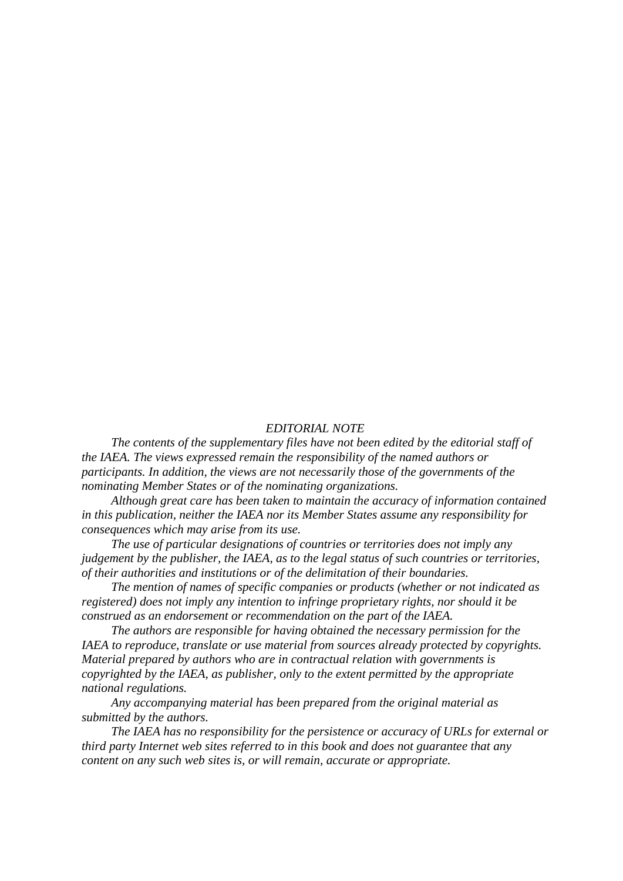*EDITORIAL NOTE*

*The contents of the supplementary files have not been edited by the editorial staff of the IAEA. The views expressed remain the responsibility of the named authors or participants. In addition, the views are not necessarily those of the governments of the nominating Member States or of the nominating organizations.*

*Although great care has been taken to maintain the accuracy of information contained in this publication, neither the IAEA nor its Member States assume any responsibility for consequences which may arise from its use.*

*The use of particular designations of countries or territories does not imply any judgement by the publisher, the IAEA, as to the legal status of such countries or territories, of their authorities and institutions or of the delimitation of their boundaries.*

*The mention of names of specific companies or products (whether or not indicated as registered) does not imply any intention to infringe proprietary rights, nor should it be construed as an endorsement or recommendation on the part of the IAEA.*

*The authors are responsible for having obtained the necessary permission for the IAEA to reproduce, translate or use material from sources already protected by copyrights. Material prepared by authors who are in contractual relation with governments is copyrighted by the IAEA, as publisher, only to the extent permitted by the appropriate national regulations.*

*Any accompanying material has been prepared from the original material as submitted by the authors.*

*The IAEA has no responsibility for the persistence or accuracy of URLs for external or third party Internet web sites referred to in this book and does not guarantee that any content on any such web sites is, or will remain, accurate or appropriate.*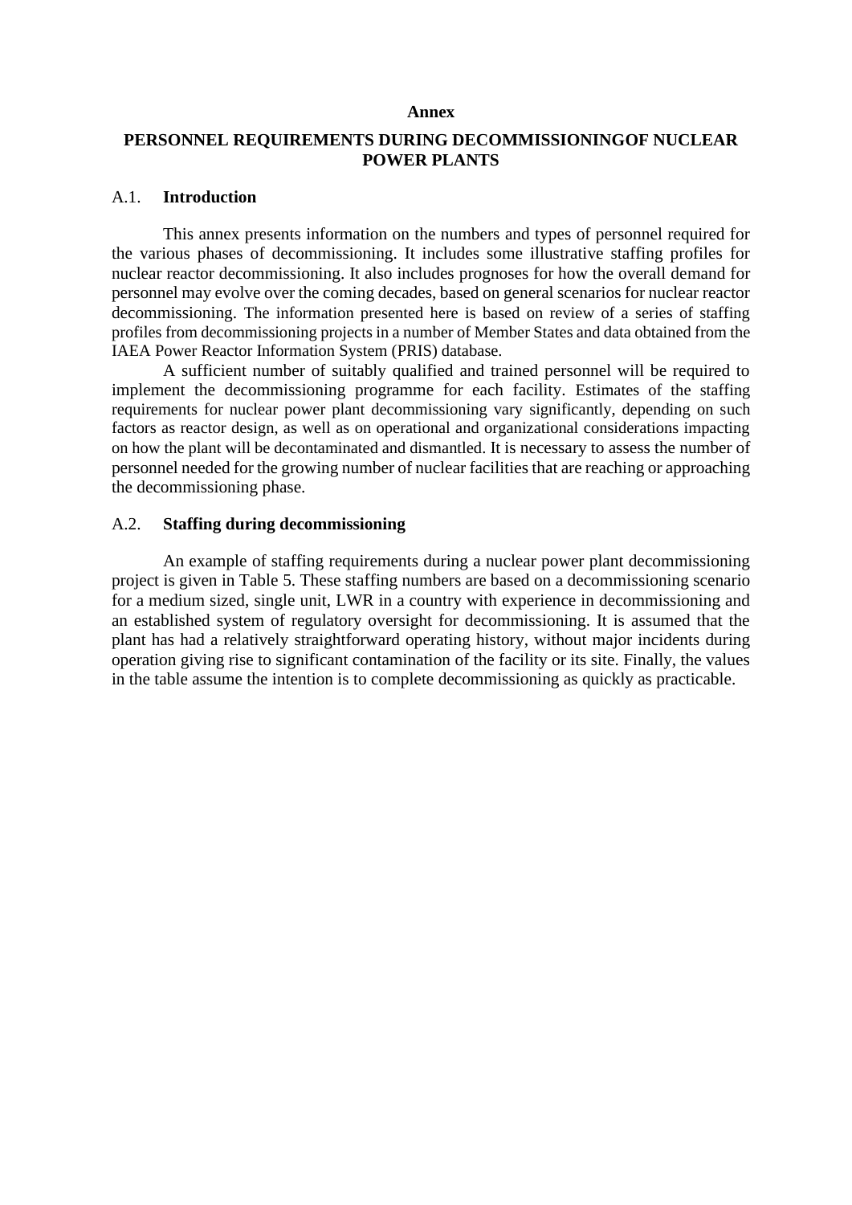# Annex

## PERSONNEL REQUIREMENTS DURING DECOMMISSIONINGOF NUCLEAR POWER PLANTS

### A.1. Introduction

This annex presents information on the numbers and types of personnel required for the various phases of decommissioning. It includes some illustrative staffing profiles for nuclear reactor decommissioning. It also includes prognoses for how the overall demand for personnel may evolve over the coming decades, based on general scenarios for nuclear reactor decommissioning. The information presented here is based on review of a series of staffing profiles from decommissioning projects in a number of Member States and data obtained from the IAEA Power Reactor Information System (PRIS) database.

A sufficient number of suitably qualified and trained personnel will be required to implement the decommissioning programme for each facility. Estimates of the staffing requirements for nuclear power plant decommissioning vary significantly, depending on such factors as reactor design, as well as on operational and organizational considerations impacting on how the plant will be decontaminated and dismantled. It is necessary to assess the number of personnel needed for the growing number of nuclear facilities that are reaching or approaching the decommissioning phase.

### A.2. Staffing during decommissioning

An example of staffing requirements during a nuclear power plant decommissioning project is given in Table 5. These staffing numbers are based on a decommissioning scenario for a medium sized, single unit, LWR in a country with experience in decommissioning and an established system of regulatory oversight for decommissioning. It is assumed that the plant has had a relatively straightforward operating history, without major incidents during operation giving rise to significant contamination of the facility or its site. Finally, the values in the table assume the intention is to complete decommissioning as quickly as practicable.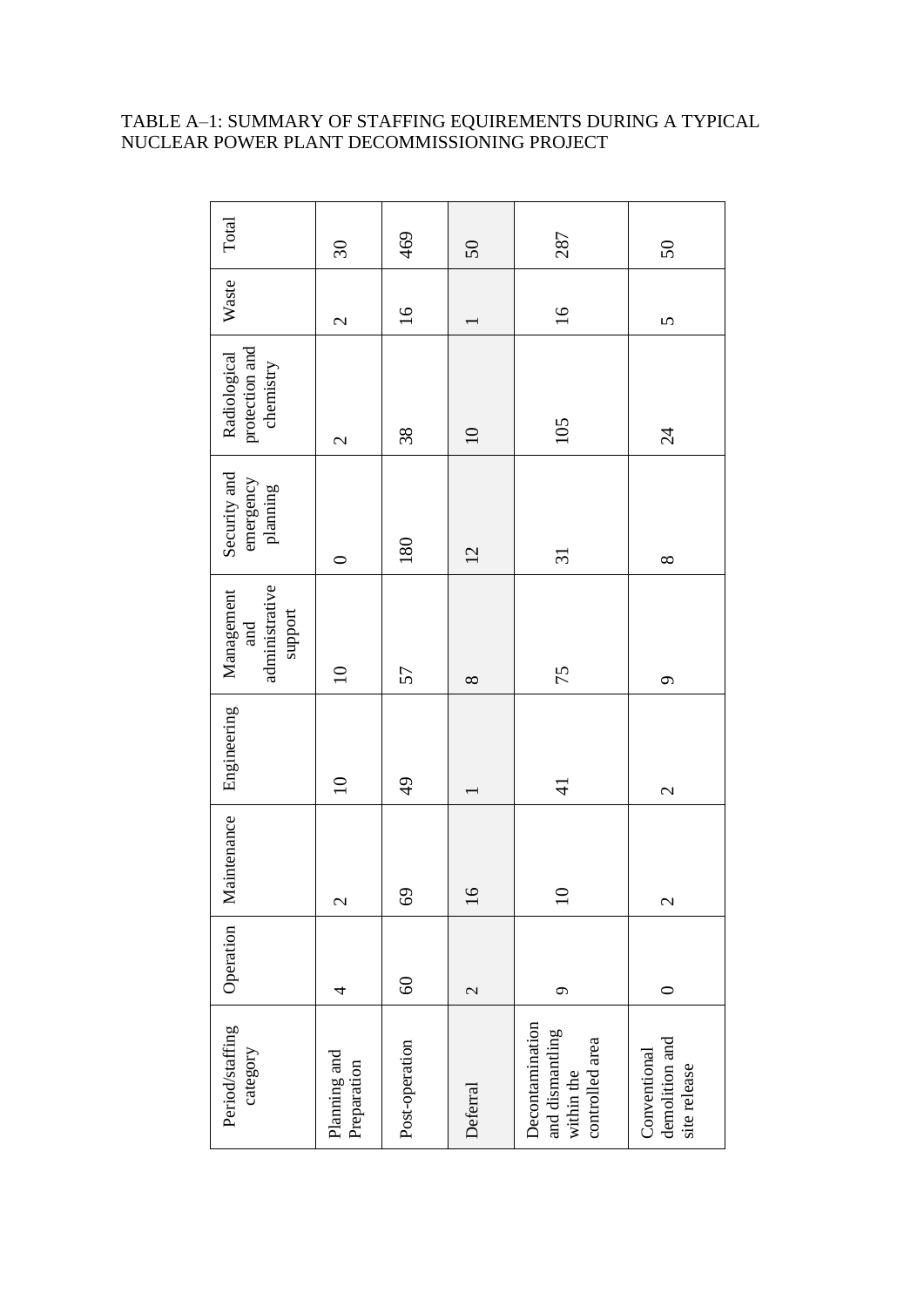TABLE A–1: SUMMARY OF STAFFING EQUIREMENTS DURING A TYPICAL NUCLEAR POWER PLANT DECOMMISSIONING PROJECT

| Period/staffing category | Operation | Maintenance | Engineering | Management and administrative support | Security and emergency planning | Radiological protection and chemistry | Waste | Total |
|---|---|---|---|---|---|---|---|---|
| Planning and Preparation | 4 | 2 | 10 | 10 | 0 | 2 | 2 | 30 |
| Post-operation | 60 | 69 | 49 | 57 | 180 | 38 | 16 | 469 |
| Deferral | 2 | 16 | 1 | 8 | 12 | 10 | 1 | 50 |
| Decontamination and dismantling within the controlled area | 9 | 10 | 41 | 75 | 31 | 105 | 16 | 287 |
| Conventional demolition and site release | 0 | 2 | 2 | 9 | 8 | 24 | 5 | 50 |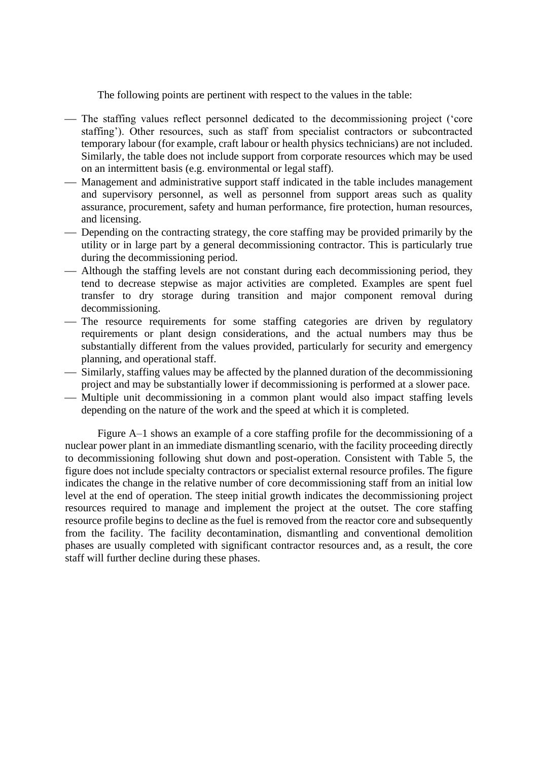The following points are pertinent with respect to the values in the table:

- The staffing values reflect personnel dedicated to the decommissioning project ('core staffing'). Other resources, such as staff from specialist contractors or subcontracted temporary labour (for example, craft labour or health physics technicians) are not included. Similarly, the table does not include support from corporate resources which may be used on an intermittent basis (e.g. environmental or legal staff).
- Management and administrative support staff indicated in the table includes management and supervisory personnel, as well as personnel from support areas such as quality assurance, procurement, safety and human performance, fire protection, human resources, and licensing.
- Depending on the contracting strategy, the core staffing may be provided primarily by the utility or in large part by a general decommissioning contractor. This is particularly true during the decommissioning period.
- Although the staffing levels are not constant during each decommissioning period, they tend to decrease stepwise as major activities are completed. Examples are spent fuel transfer to dry storage during transition and major component removal during decommissioning.
- The resource requirements for some staffing categories are driven by regulatory requirements or plant design considerations, and the actual numbers may thus be substantially different from the values provided, particularly for security and emergency planning, and operational staff.
- Similarly, staffing values may be affected by the planned duration of the decommissioning project and may be substantially lower if decommissioning is performed at a slower pace.
- Multiple unit decommissioning in a common plant would also impact staffing levels depending on the nature of the work and the speed at which it is completed.

Figure A–1 shows an example of a core staffing profile for the decommissioning of a nuclear power plant in an immediate dismantling scenario, with the facility proceeding directly to decommissioning following shut down and post-operation. Consistent with Table 5, the figure does not include specialty contractors or specialist external resource profiles. The figure indicates the change in the relative number of core decommissioning staff from an initial low level at the end of operation. The steep initial growth indicates the decommissioning project resources required to manage and implement the project at the outset. The core staffing resource profile begins to decline as the fuel is removed from the reactor core and subsequently from the facility. The facility decontamination, dismantling and conventional demolition phases are usually completed with significant contractor resources and, as a result, the core staff will further decline during these phases.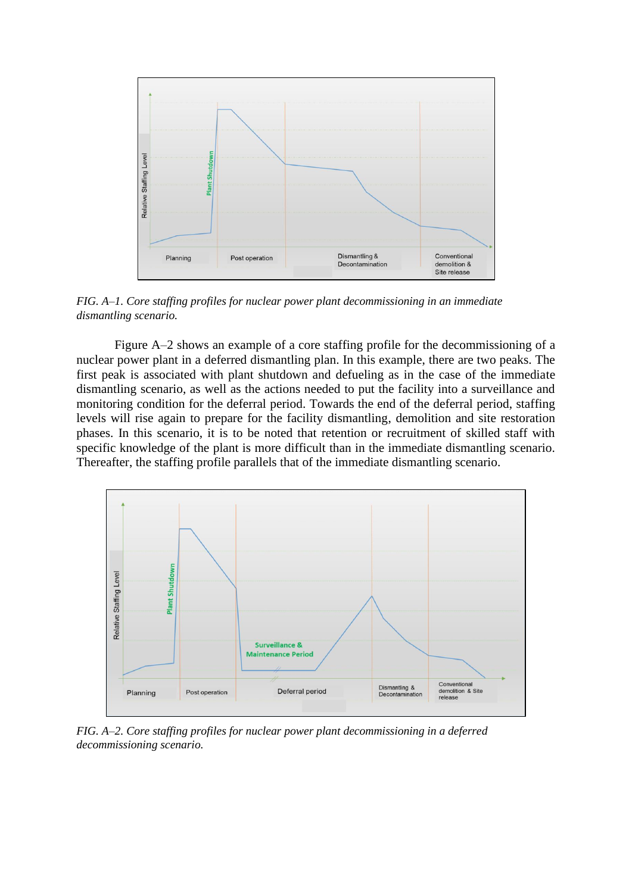*FIG. A–1. Core staffing profiles for nuclear power plant decommissioning in an immediate dismantling scenario.*

Figure A–2 shows an example of a core staffing profile for the decommissioning of a nuclear power plant in a deferred dismantling plan. In this example, there are two peaks. The first peak is associated with plant shutdown and defueling as in the case of the immediate dismantling scenario, as well as the actions needed to put the facility into a surveillance and monitoring condition for the deferral period. Towards the end of the deferral period, staffing levels will rise again to prepare for the facility dismantling, demolition and site restoration phases. In this scenario, it is to be noted that retention or recruitment of skilled staff with specific knowledge of the plant is more difficult than in the immediate dismantling scenario. Thereafter, the staffing profile parallels that of the immediate dismantling scenario.

*FIG. A–2. Core staffing profiles for nuclear power plant decommissioning in a deferred decommissioning scenario.*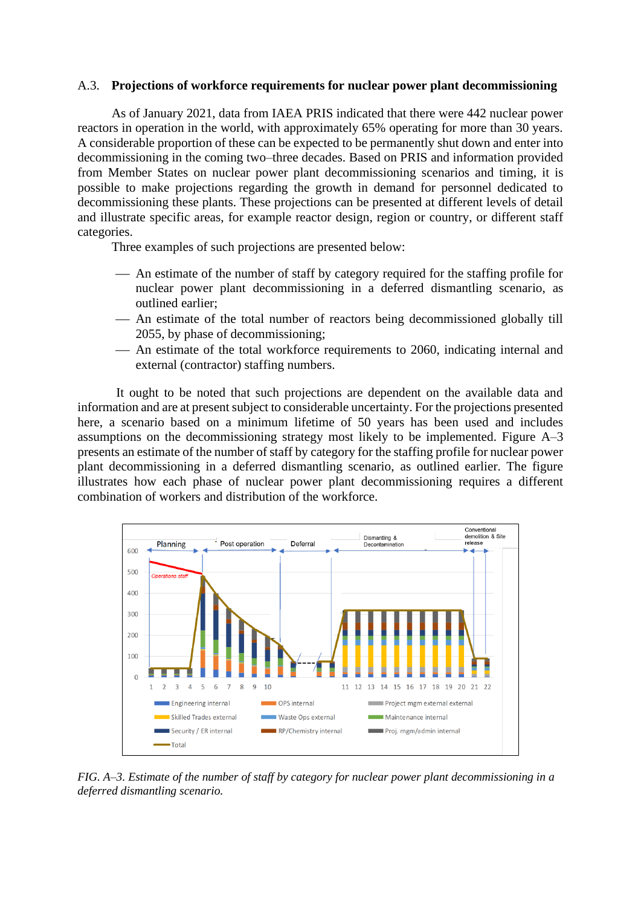### A.3. **Projections of workforce requirements for nuclear power plant decommissioning**

As of January 2021, data from IAEA PRIS indicated that there were 442 nuclear power reactors in operation in the world, with approximately 65% operating for more than 30 years. A considerable proportion of these can be expected to be permanently shut down and enter into decommissioning in the coming two–three decades. Based on PRIS and information provided from Member States on nuclear power plant decommissioning scenarios and timing, it is possible to make projections regarding the growth in demand for personnel dedicated to decommissioning these plants. These projections can be presented at different levels of detail and illustrate specific areas, for example reactor design, region or country, or different staff categories.

Three examples of such projections are presented below:

- An estimate of the number of staff by category required for the staffing profile for nuclear power plant decommissioning in a deferred dismantling scenario, as outlined earlier;
- An estimate of the total number of reactors being decommissioned globally till 2055, by phase of decommissioning;
- An estimate of the total workforce requirements to 2060, indicating internal and external (contractor) staffing numbers.

It ought to be noted that such projections are dependent on the available data and information and are at present subject to considerable uncertainty. For the projections presented here, a scenario based on a minimum lifetime of 50 years has been used and includes assumptions on the decommissioning strategy most likely to be implemented. Figure A–3 presents an estimate of the number of staff by category for the staffing profile for nuclear power plant decommissioning in a deferred dismantling scenario, as outlined earlier. The figure illustrates how each phase of nuclear power plant decommissioning requires a different combination of workers and distribution of the workforce.

*FIG. A–3. Estimate of the number of staff by category for nuclear power plant decommissioning in a deferred dismantling scenario.*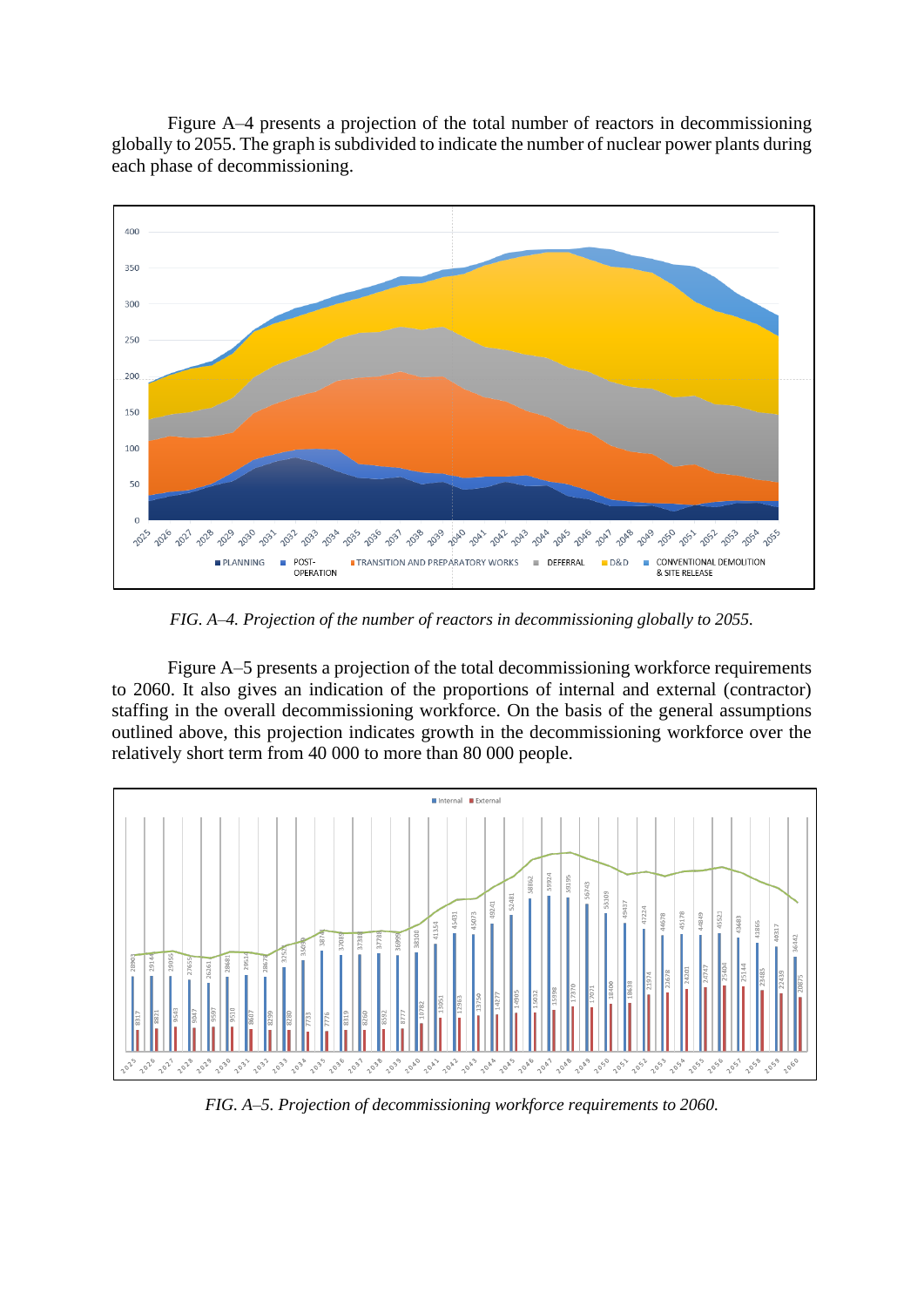Figure A–4 presents a projection of the total number of reactors in decommissioning globally to 2055. The graph is subdivided to indicate the number of nuclear power plants during each phase of decommissioning.

400
350
300
250
200
150
100
50
0

2025 2026 2027 2028 2029 2030 2031 2032 2033 2034 2035 2036 2037 2038 2039 2040 2041 2042 2043 2044 2045 2046 2047 2048 2049 2050 2051 2052 2053 2054 2055

PLANNING
POST-OPERATION
TRANSITION AND PREPARATORY WORKS
DEFERRAL
D&D
CONVENTIONAL DEMOLITION & SITE RELEASE

*FIG. A–4. Projection of the number of reactors in decommissioning globally to 2055.*

Figure A–5 presents a projection of the total decommissioning workforce requirements to 2060. It also gives an indication of the proportions of internal and external (contractor) staffing in the overall decommissioning workforce. On the basis of the general assumptions outlined above, this projection indicates growth in the decommissioning workforce over the relatively short term from 40 000 to more than 80 000 people.

Internal
External

2025 2026 2027 2028 2029 2030 2031 2032 2033 2034 2035 2036 2037 2038 2039 2040 2041 2042 2043 2044 2045 2046 2047 2048 2049 2050 2051 2052 2053 2054 2055 2056 2057 2058 2059 2060

*FIG. A–5. Projection of decommissioning workforce requirements to 2060.*